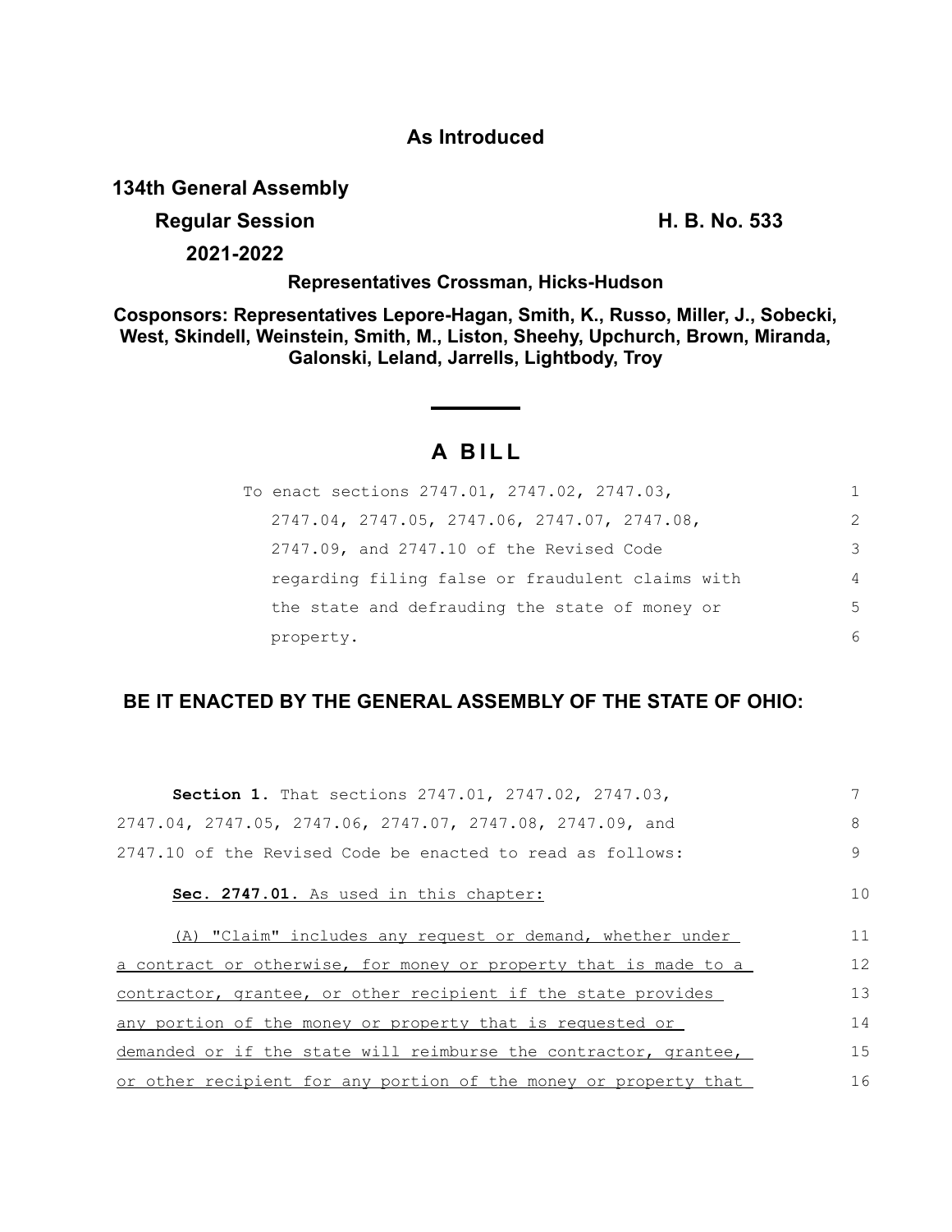**As Introduced**

**134th General Assembly**

**Regular Session** **H. B. No. 533**

**2021-2022**

**Representatives Crossman, Hicks-Hudson**

**Cosponsors: Representatives Lepore-Hagan, Smith, K., Russo, Miller, J., Sobecki, West, Skindell, Weinstein, Smith, M., Liston, Sheehy, Upchurch, Brown, Miranda, Galonski, Leland, Jarrells, Lightbody, Troy**

# A BILL

To enact sections 2747.01, 2747.02, 2747.03, 2747.04, 2747.05, 2747.06, 2747.07, 2747.08, 2747.09, and 2747.10 of the Revised Code regarding filing false or fraudulent claims with the state and defrauding the state of money or property.

**BE IT ENACTED BY THE GENERAL ASSEMBLY OF THE STATE OF OHIO:**

**Section 1.** That sections 2747.01, 2747.02, 2747.03, 2747.04, 2747.05, 2747.06, 2747.07, 2747.08, 2747.09, and 2747.10 of the Revised Code be enacted to read as follows:

**Sec. 2747.01.** As used in this chapter:

(A) "Claim" includes any request or demand, whether under a contract or otherwise, for money or property that is made to a contractor, grantee, or other recipient if the state provides any portion of the money or property that is requested or demanded or if the state will reimburse the contractor, grantee, or other recipient for any portion of the money or property that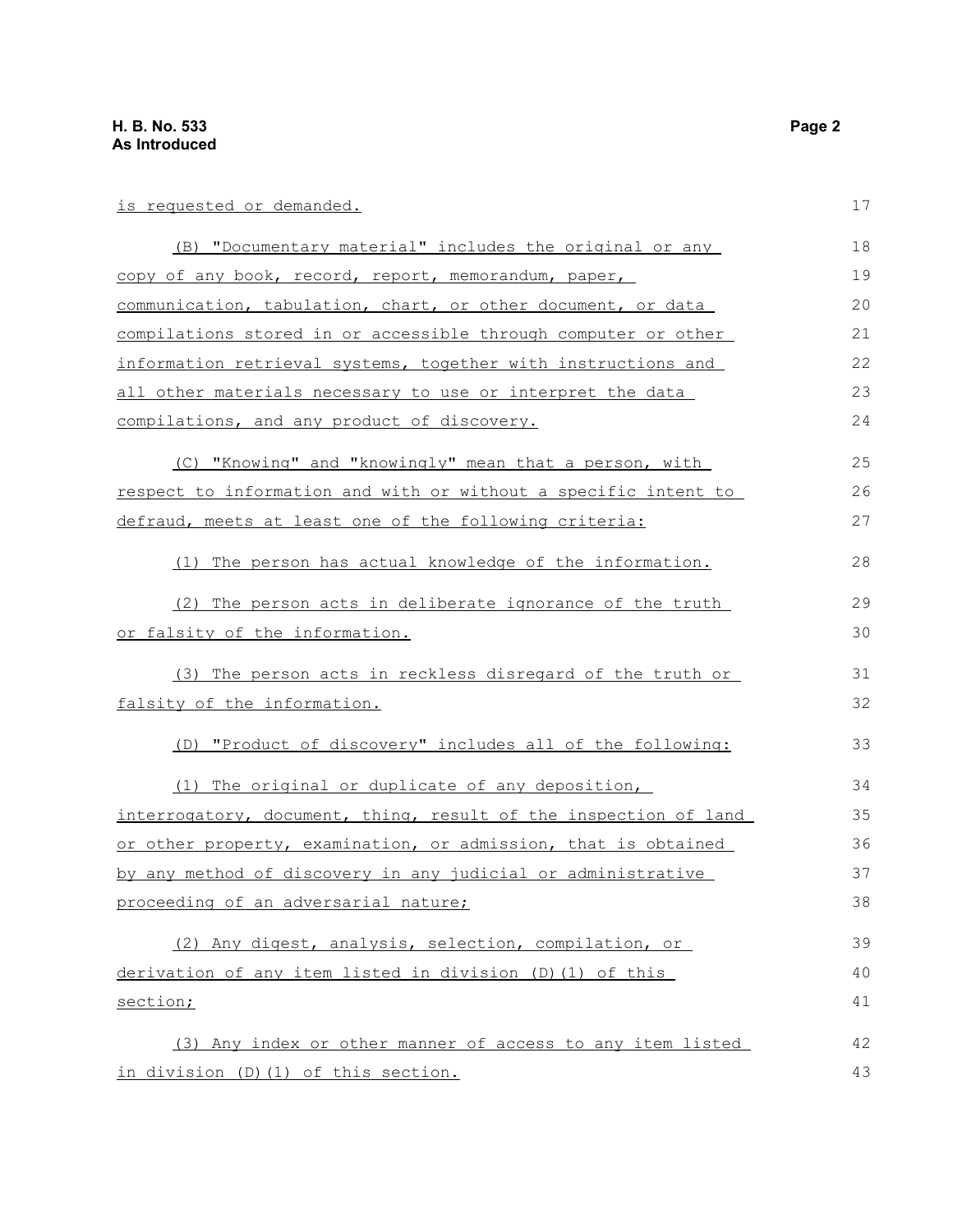is requested or demanded.

(B) "Documentary material" includes the original or any copy of any book, record, report, memorandum, paper, communication, tabulation, chart, or other document, or data compilations stored in or accessible through computer or other information retrieval systems, together with instructions and all other materials necessary to use or interpret the data compilations, and any product of discovery.

(C) "Knowing" and "knowingly" mean that a person, with respect to information and with or without a specific intent to defraud, meets at least one of the following criteria:

(1) The person has actual knowledge of the information.

(2) The person acts in deliberate ignorance of the truth or falsity of the information.

(3) The person acts in reckless disregard of the truth or falsity of the information.

(D) "Product of discovery" includes all of the following:

(1) The original or duplicate of any deposition, interrogatory, document, thing, result of the inspection of land or other property, examination, or admission, that is obtained by any method of discovery in any judicial or administrative proceeding of an adversarial nature;

(2) Any digest, analysis, selection, compilation, or derivation of any item listed in division (D)(1) of this section;

(3) Any index or other manner of access to any item listed in division (D)(1) of this section.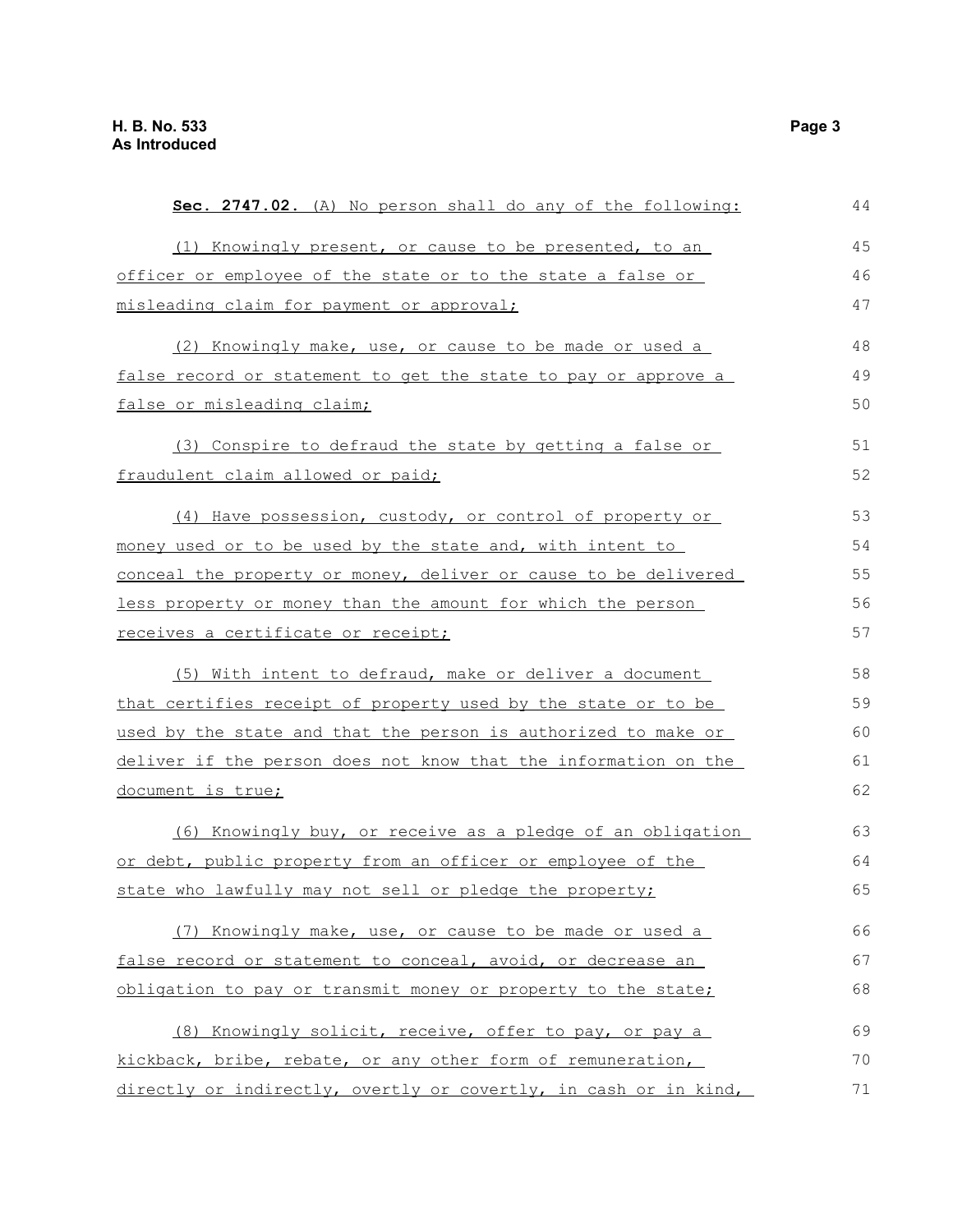**Sec. 2747.02.** (A) No person shall do any of the following:

(1) Knowingly present, or cause to be presented, to an officer or employee of the state or to the state a false or misleading claim for payment or approval;

(2) Knowingly make, use, or cause to be made or used a false record or statement to get the state to pay or approve a false or misleading claim;

(3) Conspire to defraud the state by getting a false or fraudulent claim allowed or paid;

(4) Have possession, custody, or control of property or money used or to be used by the state and, with intent to conceal the property or money, deliver or cause to be delivered less property or money than the amount for which the person receives a certificate or receipt;

(5) With intent to defraud, make or deliver a document that certifies receipt of property used by the state or to be used by the state and that the person is authorized to make or deliver if the person does not know that the information on the document is true;

(6) Knowingly buy, or receive as a pledge of an obligation or debt, public property from an officer or employee of the state who lawfully may not sell or pledge the property;

(7) Knowingly make, use, or cause to be made or used a false record or statement to conceal, avoid, or decrease an obligation to pay or transmit money or property to the state;

(8) Knowingly solicit, receive, offer to pay, or pay a kickback, bribe, rebate, or any other form of remuneration, directly or indirectly, overtly or covertly, in cash or in kind,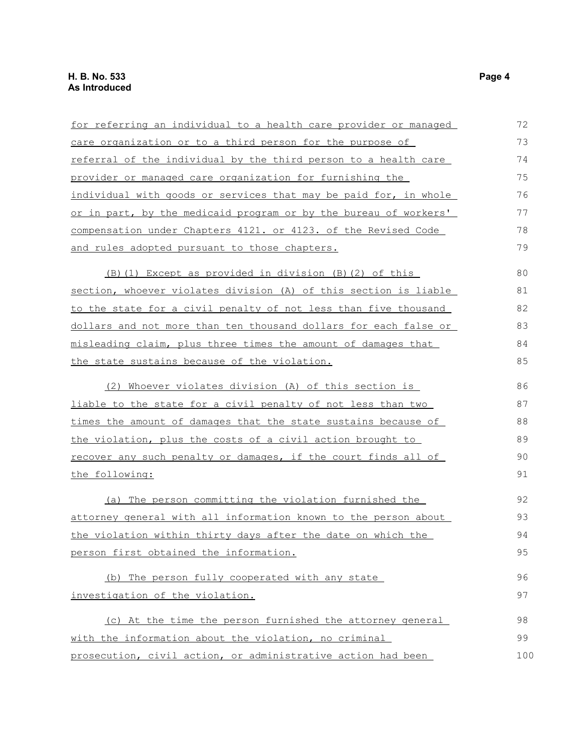for referring an individual to a health care provider or managed care organization or to a third person for the purpose of referral of the individual by the third person to a health care provider or managed care organization for furnishing the individual with goods or services that may be paid for, in whole or in part, by the medicaid program or by the bureau of workers' compensation under Chapters 4121. or 4123. of the Revised Code and rules adopted pursuant to those chapters.

(B)(1) Except as provided in division (B)(2) of this section, whoever violates division (A) of this section is liable to the state for a civil penalty of not less than five thousand dollars and not more than ten thousand dollars for each false or misleading claim, plus three times the amount of damages that the state sustains because of the violation.

(2) Whoever violates division (A) of this section is liable to the state for a civil penalty of not less than two times the amount of damages that the state sustains because of the violation, plus the costs of a civil action brought to recover any such penalty or damages, if the court finds all of the following:

(a) The person committing the violation furnished the attorney general with all information known to the person about the violation within thirty days after the date on which the person first obtained the information.

(b) The person fully cooperated with any state investigation of the violation.

(c) At the time the person furnished the attorney general with the information about the violation, no criminal prosecution, civil action, or administrative action had been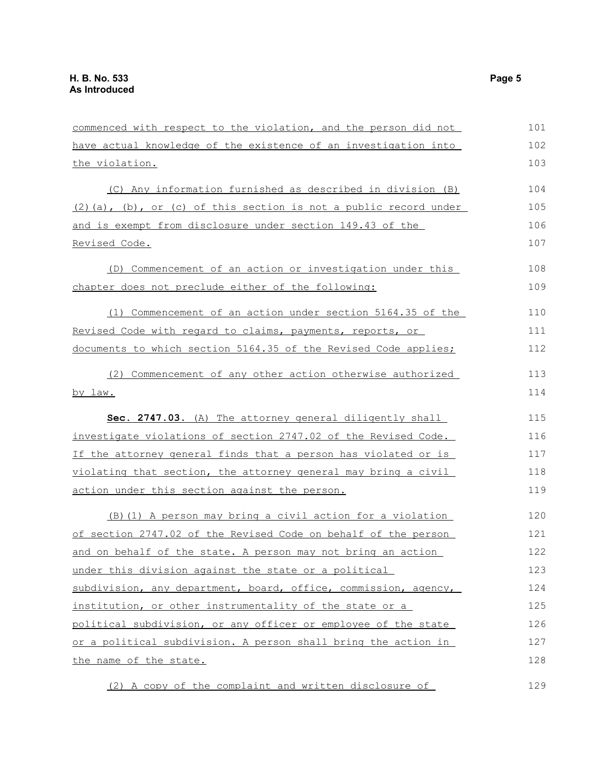commenced with respect to the violation, and the person did not have actual knowledge of the existence of an investigation into the violation.

(C) Any information furnished as described in division (B)(2)(a), (b), or (c) of this section is not a public record under and is exempt from disclosure under section 149.43 of the Revised Code.

(D) Commencement of an action or investigation under this chapter does not preclude either of the following:

(1) Commencement of an action under section 5164.35 of the Revised Code with regard to claims, payments, reports, or documents to which section 5164.35 of the Revised Code applies;

(2) Commencement of any other action otherwise authorized by law.

**Sec. 2747.03.** (A) The attorney general diligently shall investigate violations of section 2747.02 of the Revised Code. If the attorney general finds that a person has violated or is violating that section, the attorney general may bring a civil action under this section against the person.

(B)(1) A person may bring a civil action for a violation of section 2747.02 of the Revised Code on behalf of the person and on behalf of the state. A person may not bring an action under this division against the state or a political subdivision, any department, board, office, commission, agency, institution, or other instrumentality of the state or a political subdivision, or any officer or employee of the state or a political subdivision. A person shall bring the action in the name of the state.

(2) A copy of the complaint and written disclosure of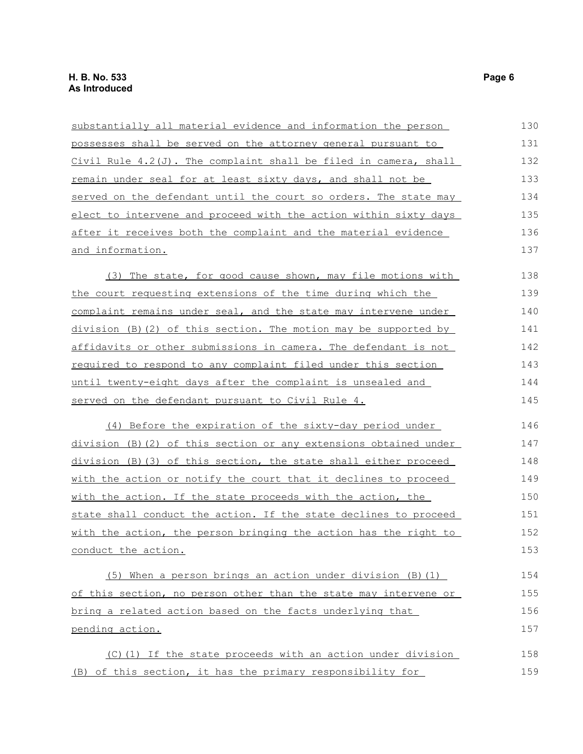substantially all material evidence and information the person possesses shall be served on the attorney general pursuant to Civil Rule 4.2(J). The complaint shall be filed in camera, shall remain under seal for at least sixty days, and shall not be served on the defendant until the court so orders. The state may elect to intervene and proceed with the action within sixty days after it receives both the complaint and the material evidence and information.

(3) The state, for good cause shown, may file motions with the court requesting extensions of the time during which the complaint remains under seal, and the state may intervene under division (B)(2) of this section. The motion may be supported by affidavits or other submissions in camera. The defendant is not required to respond to any complaint filed under this section until twenty-eight days after the complaint is unsealed and served on the defendant pursuant to Civil Rule 4.

(4) Before the expiration of the sixty-day period under division (B)(2) of this section or any extensions obtained under division (B)(3) of this section, the state shall either proceed with the action or notify the court that it declines to proceed with the action. If the state proceeds with the action, the state shall conduct the action. If the state declines to proceed with the action, the person bringing the action has the right to conduct the action.

(5) When a person brings an action under division (B)(1) of this section, no person other than the state may intervene or bring a related action based on the facts underlying that pending action.

(C)(1) If the state proceeds with an action under division (B) of this section, it has the primary responsibility for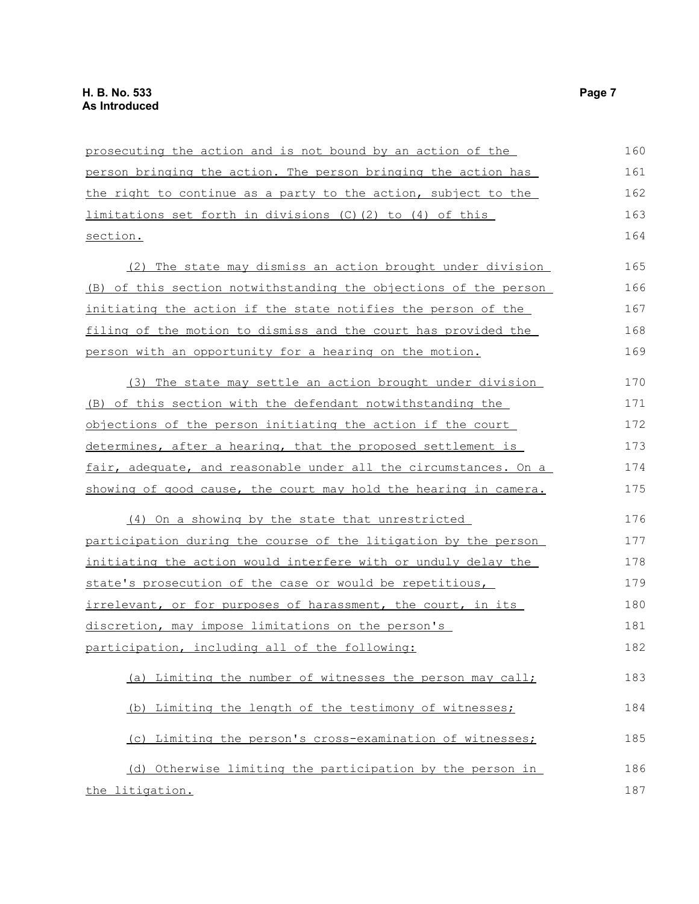prosecuting the action and is not bound by an action of the person bringing the action. The person bringing the action has the right to continue as a party to the action, subject to the limitations set forth in divisions (C)(2) to (4) of this section.

(2) The state may dismiss an action brought under division (B) of this section notwithstanding the objections of the person initiating the action if the state notifies the person of the filing of the motion to dismiss and the court has provided the person with an opportunity for a hearing on the motion.

(3) The state may settle an action brought under division (B) of this section with the defendant notwithstanding the objections of the person initiating the action if the court determines, after a hearing, that the proposed settlement is fair, adequate, and reasonable under all the circumstances. On a showing of good cause, the court may hold the hearing in camera.

(4) On a showing by the state that unrestricted participation during the course of the litigation by the person initiating the action would interfere with or unduly delay the state's prosecution of the case or would be repetitious, irrelevant, or for purposes of harassment, the court, in its discretion, may impose limitations on the person's participation, including all of the following:

(a) Limiting the number of witnesses the person may call;

(b) Limiting the length of the testimony of witnesses;

(c) Limiting the person's cross-examination of witnesses;

(d) Otherwise limiting the participation by the person in the litigation.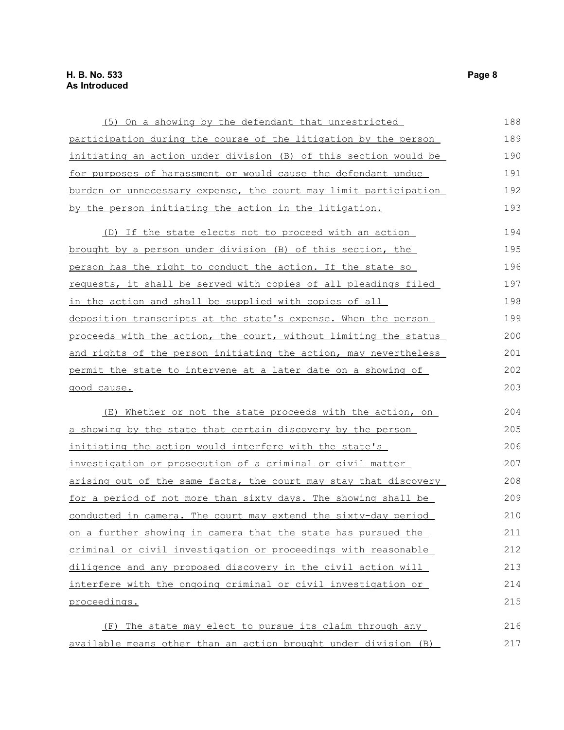(5) On a showing by the defendant that unrestricted participation during the course of the litigation by the person initiating an action under division (B) of this section would be for purposes of harassment or would cause the defendant undue burden or unnecessary expense, the court may limit participation by the person initiating the action in the litigation.

(D) If the state elects not to proceed with an action brought by a person under division (B) of this section, the person has the right to conduct the action. If the state so requests, it shall be served with copies of all pleadings filed in the action and shall be supplied with copies of all deposition transcripts at the state's expense. When the person proceeds with the action, the court, without limiting the status and rights of the person initiating the action, may nevertheless permit the state to intervene at a later date on a showing of good cause.

(E) Whether or not the state proceeds with the action, on a showing by the state that certain discovery by the person initiating the action would interfere with the state's investigation or prosecution of a criminal or civil matter arising out of the same facts, the court may stay that discovery for a period of not more than sixty days. The showing shall be conducted in camera. The court may extend the sixty-day period on a further showing in camera that the state has pursued the criminal or civil investigation or proceedings with reasonable diligence and any proposed discovery in the civil action will interfere with the ongoing criminal or civil investigation or proceedings.

(F) The state may elect to pursue its claim through any available means other than an action brought under division (B)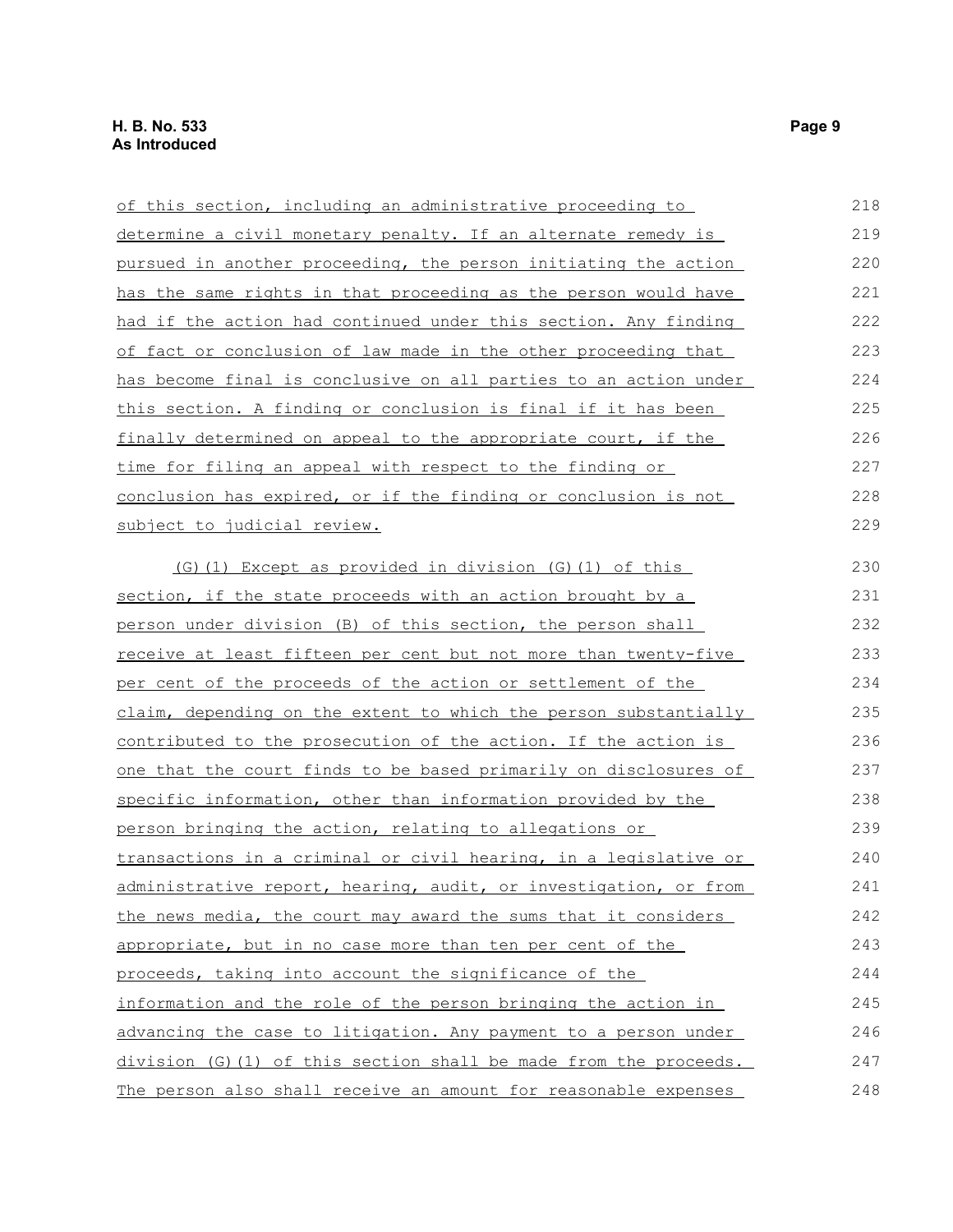of this section, including an administrative proceeding to determine a civil monetary penalty. If an alternate remedy is pursued in another proceeding, the person initiating the action has the same rights in that proceeding as the person would have had if the action had continued under this section. Any finding of fact or conclusion of law made in the other proceeding that has become final is conclusive on all parties to an action under this section. A finding or conclusion is final if it has been finally determined on appeal to the appropriate court, if the time for filing an appeal with respect to the finding or conclusion has expired, or if the finding or conclusion is not subject to judicial review.

(G)(1) Except as provided in division (G)(1) of this section, if the state proceeds with an action brought by a person under division (B) of this section, the person shall receive at least fifteen per cent but not more than twenty-five per cent of the proceeds of the action or settlement of the claim, depending on the extent to which the person substantially contributed to the prosecution of the action. If the action is one that the court finds to be based primarily on disclosures of specific information, other than information provided by the person bringing the action, relating to allegations or transactions in a criminal or civil hearing, in a legislative or administrative report, hearing, audit, or investigation, or from the news media, the court may award the sums that it considers appropriate, but in no case more than ten per cent of the proceeds, taking into account the significance of the information and the role of the person bringing the action in advancing the case to litigation. Any payment to a person under division (G)(1) of this section shall be made from the proceeds. The person also shall receive an amount for reasonable expenses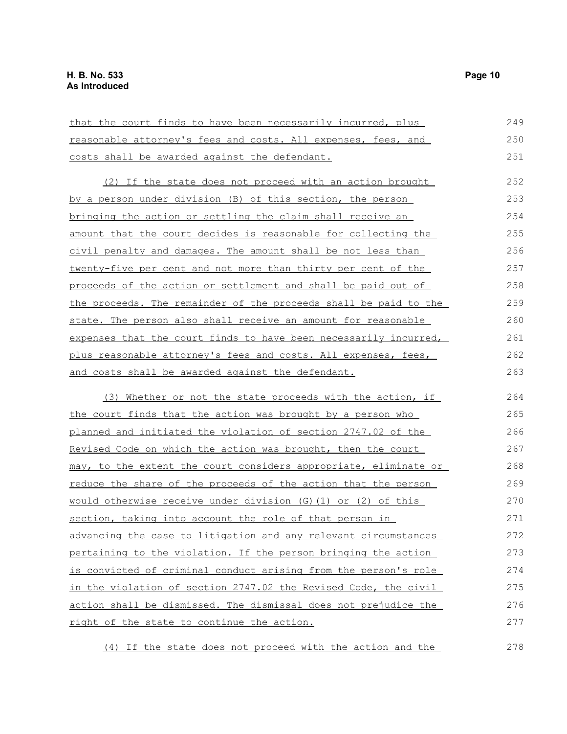that the court finds to have been necessarily incurred, plus reasonable attorney's fees and costs. All expenses, fees, and costs shall be awarded against the defendant.

(2) If the state does not proceed with an action brought by a person under division (B) of this section, the person bringing the action or settling the claim shall receive an amount that the court decides is reasonable for collecting the civil penalty and damages. The amount shall be not less than twenty-five per cent and not more than thirty per cent of the proceeds of the action or settlement and shall be paid out of the proceeds. The remainder of the proceeds shall be paid to the state. The person also shall receive an amount for reasonable expenses that the court finds to have been necessarily incurred, plus reasonable attorney's fees and costs. All expenses, fees, and costs shall be awarded against the defendant.

(3) Whether or not the state proceeds with the action, if the court finds that the action was brought by a person who planned and initiated the violation of section 2747.02 of the Revised Code on which the action was brought, then the court may, to the extent the court considers appropriate, eliminate or reduce the share of the proceeds of the action that the person would otherwise receive under division (G)(1) or (2) of this section, taking into account the role of that person in advancing the case to litigation and any relevant circumstances pertaining to the violation. If the person bringing the action is convicted of criminal conduct arising from the person's role in the violation of section 2747.02 the Revised Code, the civil action shall be dismissed. The dismissal does not prejudice the right of the state to continue the action.

(4) If the state does not proceed with the action and the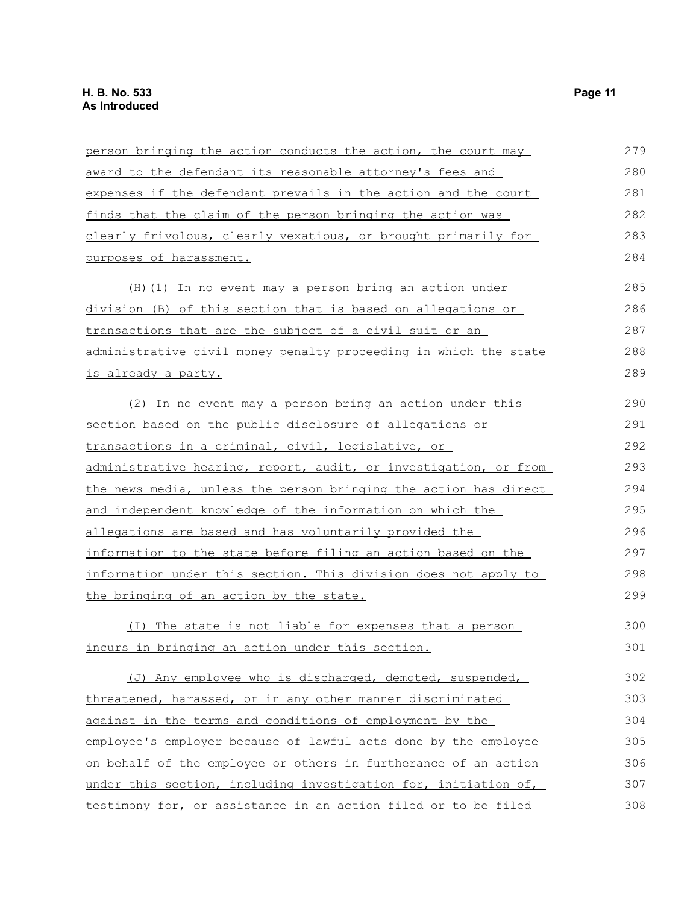person bringing the action conducts the action, the court may award to the defendant its reasonable attorney's fees and expenses if the defendant prevails in the action and the court finds that the claim of the person bringing the action was clearly frivolous, clearly vexatious, or brought primarily for purposes of harassment.

(H)(1) In no event may a person bring an action under division (B) of this section that is based on allegations or transactions that are the subject of a civil suit or an administrative civil money penalty proceeding in which the state is already a party.

(2) In no event may a person bring an action under this section based on the public disclosure of allegations or transactions in a criminal, civil, legislative, or administrative hearing, report, audit, or investigation, or from the news media, unless the person bringing the action has direct and independent knowledge of the information on which the allegations are based and has voluntarily provided the information to the state before filing an action based on the information under this section. This division does not apply to the bringing of an action by the state.

(I) The state is not liable for expenses that a person incurs in bringing an action under this section.

(J) Any employee who is discharged, demoted, suspended, threatened, harassed, or in any other manner discriminated against in the terms and conditions of employment by the employee's employer because of lawful acts done by the employee on behalf of the employee or others in furtherance of an action under this section, including investigation for, initiation of, testimony for, or assistance in an action filed or to be filed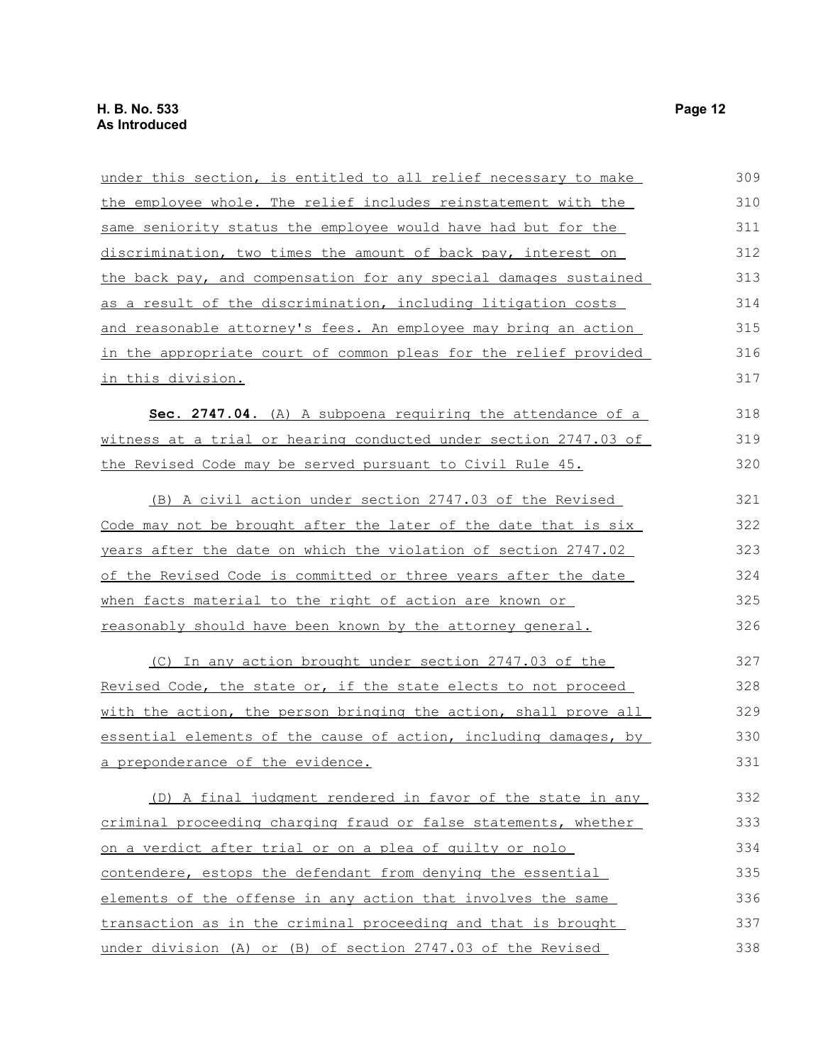under this section, is entitled to all relief necessary to make the employee whole. The relief includes reinstatement with the same seniority status the employee would have had but for the discrimination, two times the amount of back pay, interest on the back pay, and compensation for any special damages sustained as a result of the discrimination, including litigation costs and reasonable attorney's fees. An employee may bring an action in the appropriate court of common pleas for the relief provided in this division.

**Sec. 2747.04.** (A) A subpoena requiring the attendance of a witness at a trial or hearing conducted under section 2747.03 of the Revised Code may be served pursuant to Civil Rule 45.

(B) A civil action under section 2747.03 of the Revised Code may not be brought after the later of the date that is six years after the date on which the violation of section 2747.02 of the Revised Code is committed or three years after the date when facts material to the right of action are known or reasonably should have been known by the attorney general.

(C) In any action brought under section 2747.03 of the Revised Code, the state or, if the state elects to not proceed with the action, the person bringing the action, shall prove all essential elements of the cause of action, including damages, by a preponderance of the evidence.

(D) A final judgment rendered in favor of the state in any criminal proceeding charging fraud or false statements, whether on a verdict after trial or on a plea of guilty or nolo contendere, estops the defendant from denying the essential elements of the offense in any action that involves the same transaction as in the criminal proceeding and that is brought under division (A) or (B) of section 2747.03 of the Revised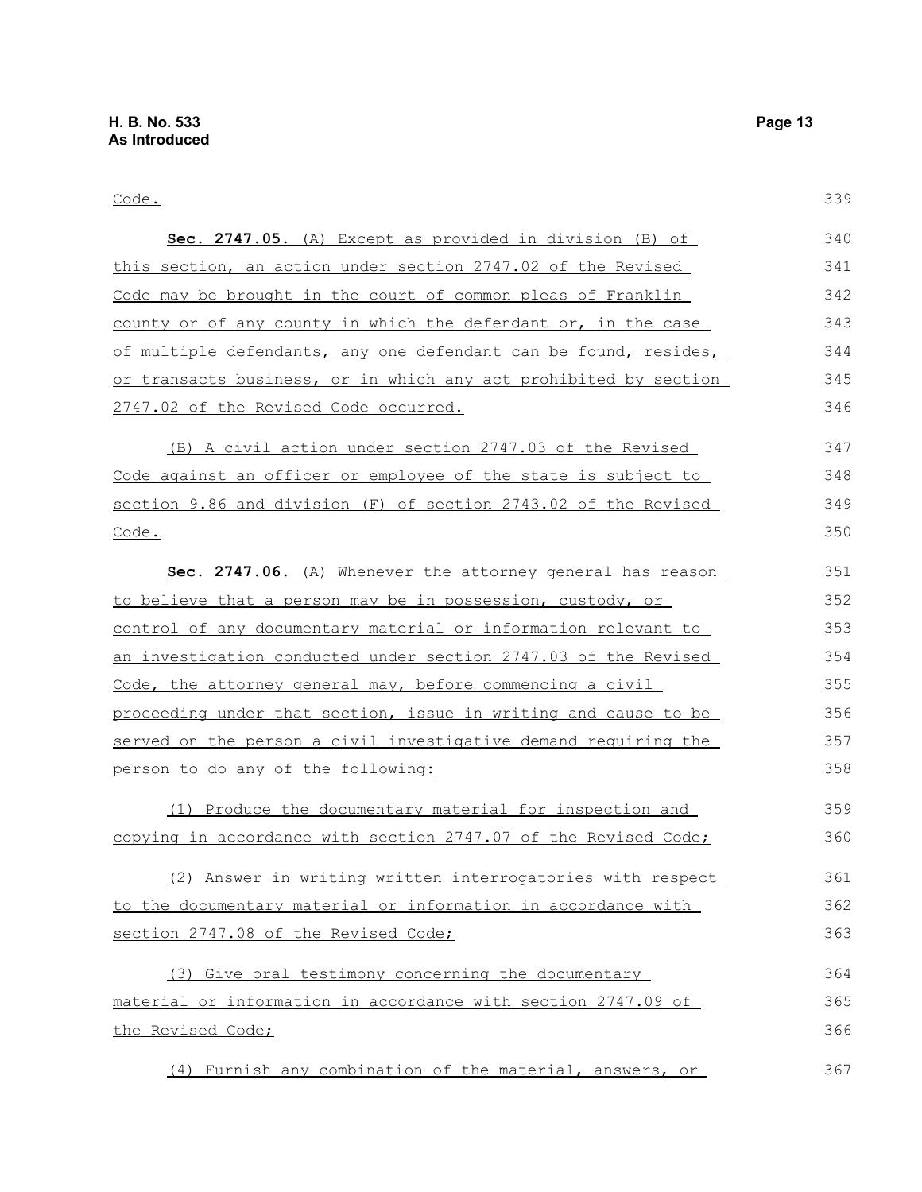Code.

**Sec. 2747.05.** (A) Except as provided in division (B) of this section, an action under section 2747.02 of the Revised Code may be brought in the court of common pleas of Franklin county or of any county in which the defendant or, in the case of multiple defendants, any one defendant can be found, resides, or transacts business, or in which any act prohibited by section 2747.02 of the Revised Code occurred.

(B) A civil action under section 2747.03 of the Revised Code against an officer or employee of the state is subject to section 9.86 and division (F) of section 2743.02 of the Revised Code.

**Sec. 2747.06.** (A) Whenever the attorney general has reason to believe that a person may be in possession, custody, or control of any documentary material or information relevant to an investigation conducted under section 2747.03 of the Revised Code, the attorney general may, before commencing a civil proceeding under that section, issue in writing and cause to be served on the person a civil investigative demand requiring the person to do any of the following:

(1) Produce the documentary material for inspection and copying in accordance with section 2747.07 of the Revised Code;

(2) Answer in writing written interrogatories with respect to the documentary material or information in accordance with section 2747.08 of the Revised Code;

(3) Give oral testimony concerning the documentary material or information in accordance with section 2747.09 of the Revised Code;

(4) Furnish any combination of the material, answers, or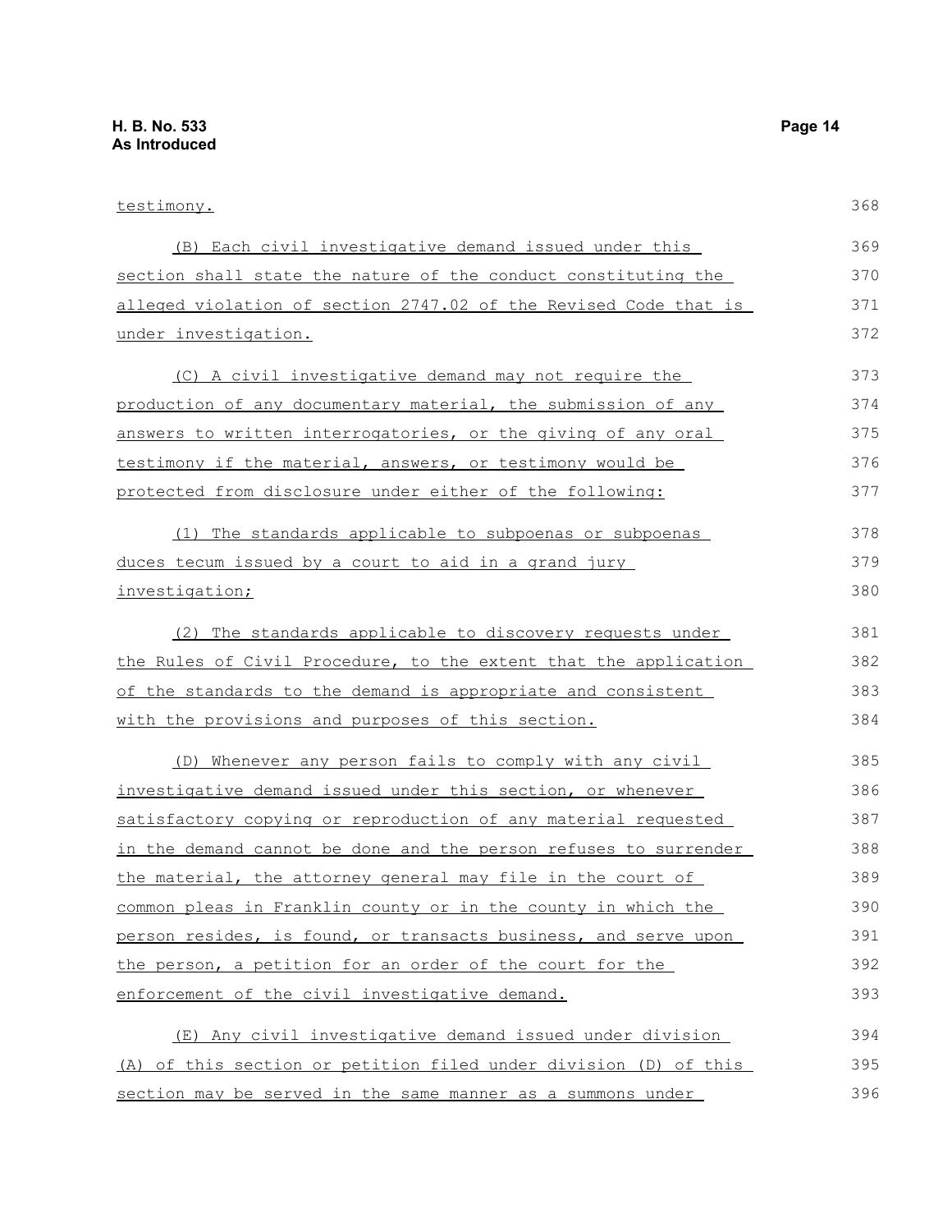testimony.

(B) Each civil investigative demand issued under this section shall state the nature of the conduct constituting the alleged violation of section 2747.02 of the Revised Code that is under investigation.

(C) A civil investigative demand may not require the production of any documentary material, the submission of any answers to written interrogatories, or the giving of any oral testimony if the material, answers, or testimony would be protected from disclosure under either of the following:

(1) The standards applicable to subpoenas or subpoenas duces tecum issued by a court to aid in a grand jury investigation;

(2) The standards applicable to discovery requests under the Rules of Civil Procedure, to the extent that the application of the standards to the demand is appropriate and consistent with the provisions and purposes of this section.

(D) Whenever any person fails to comply with any civil investigative demand issued under this section, or whenever satisfactory copying or reproduction of any material requested in the demand cannot be done and the person refuses to surrender the material, the attorney general may file in the court of common pleas in Franklin county or in the county in which the person resides, is found, or transacts business, and serve upon the person, a petition for an order of the court for the enforcement of the civil investigative demand.

(E) Any civil investigative demand issued under division (A) of this section or petition filed under division (D) of this section may be served in the same manner as a summons under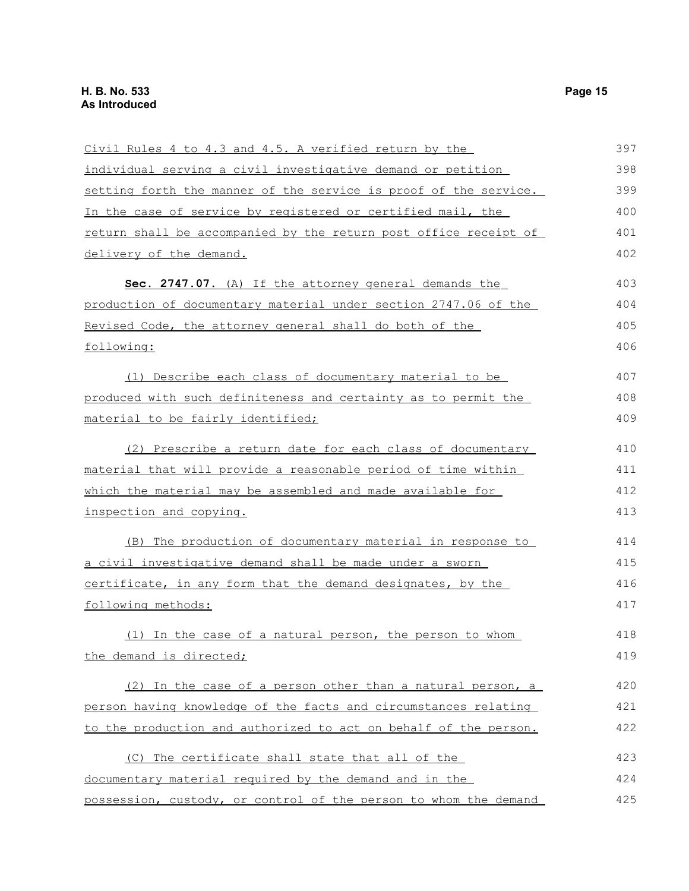Civil Rules 4 to 4.3 and 4.5. A verified return by the individual serving a civil investigative demand or petition setting forth the manner of the service is proof of the service. In the case of service by registered or certified mail, the return shall be accompanied by the return post office receipt of delivery of the demand.

**Sec. 2747.07.** (A) If the attorney general demands the production of documentary material under section 2747.06 of the Revised Code, the attorney general shall do both of the following:

(1) Describe each class of documentary material to be produced with such definiteness and certainty as to permit the material to be fairly identified;

(2) Prescribe a return date for each class of documentary material that will provide a reasonable period of time within which the material may be assembled and made available for inspection and copying.

(B) The production of documentary material in response to a civil investigative demand shall be made under a sworn certificate, in any form that the demand designates, by the following methods:

(1) In the case of a natural person, the person to whom the demand is directed;

(2) In the case of a person other than a natural person, a person having knowledge of the facts and circumstances relating to the production and authorized to act on behalf of the person.

(C) The certificate shall state that all of the documentary material required by the demand and in the possession, custody, or control of the person to whom the demand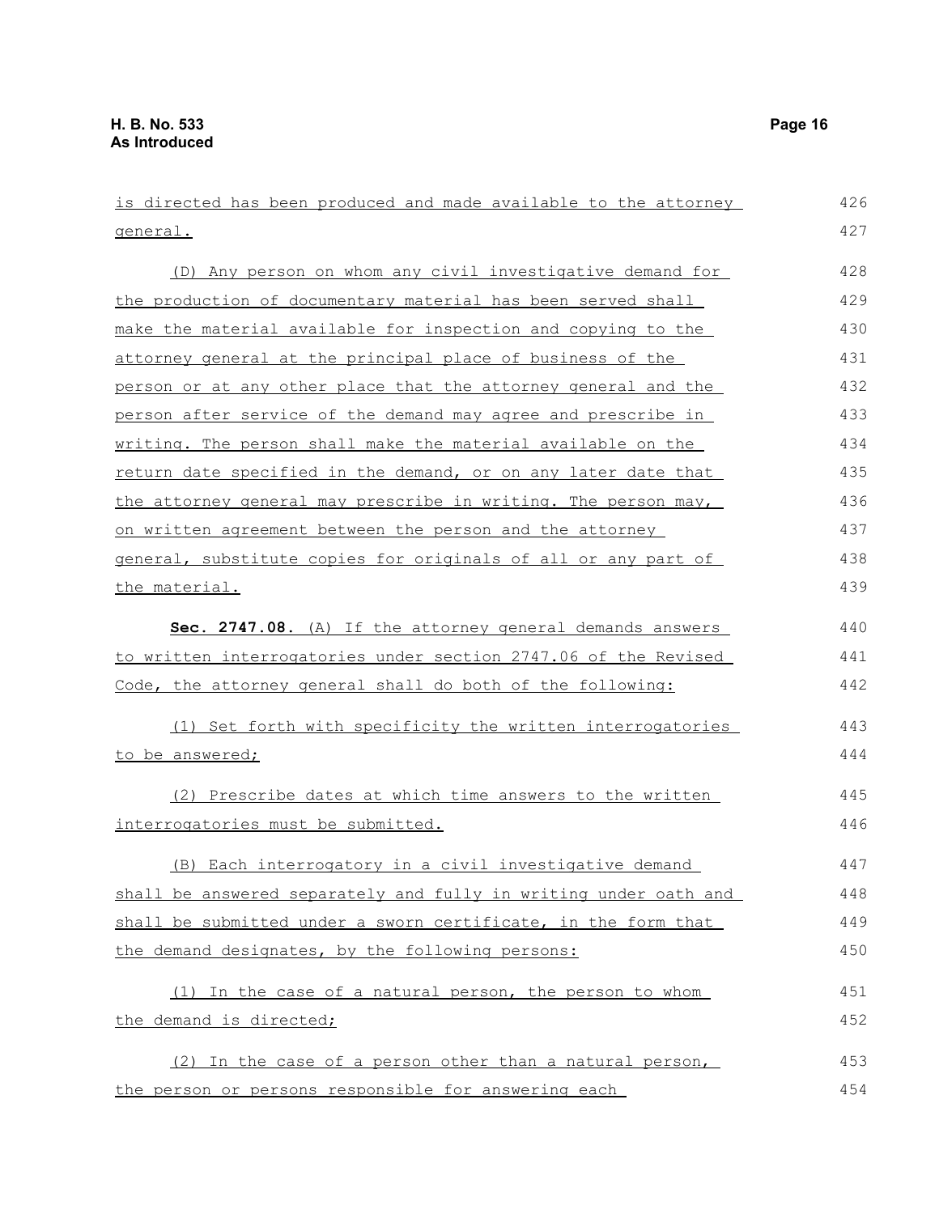is directed has been produced and made available to the attorney general.

(D) Any person on whom any civil investigative demand for the production of documentary material has been served shall make the material available for inspection and copying to the attorney general at the principal place of business of the person or at any other place that the attorney general and the person after service of the demand may agree and prescribe in writing. The person shall make the material available on the return date specified in the demand, or on any later date that the attorney general may prescribe in writing. The person may, on written agreement between the person and the attorney general, substitute copies for originals of all or any part of the material.

**Sec. 2747.08.** (A) If the attorney general demands answers to written interrogatories under section 2747.06 of the Revised Code, the attorney general shall do both of the following:

(1) Set forth with specificity the written interrogatories to be answered;

(2) Prescribe dates at which time answers to the written interrogatories must be submitted.

(B) Each interrogatory in a civil investigative demand shall be answered separately and fully in writing under oath and shall be submitted under a sworn certificate, in the form that the demand designates, by the following persons:

(1) In the case of a natural person, the person to whom the demand is directed;

(2) In the case of a person other than a natural person, the person or persons responsible for answering each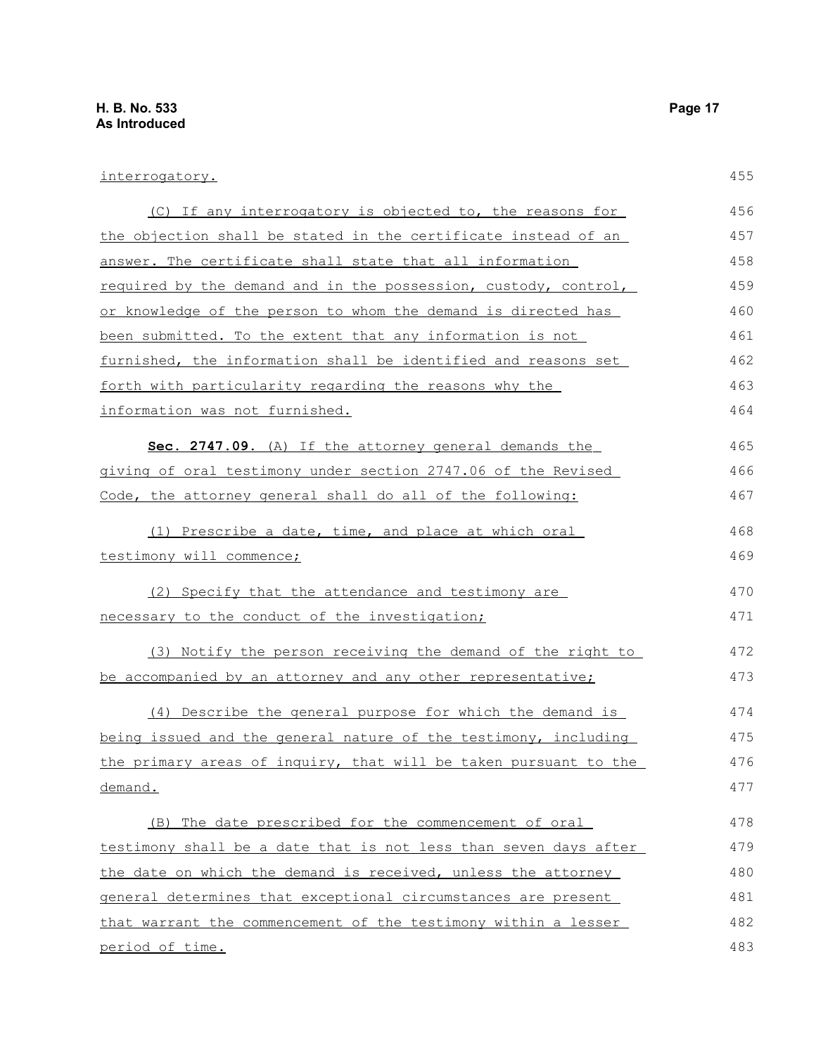interrogatory.

(C) If any interrogatory is objected to, the reasons for the objection shall be stated in the certificate instead of an answer. The certificate shall state that all information required by the demand and in the possession, custody, control, or knowledge of the person to whom the demand is directed has been submitted. To the extent that any information is not furnished, the information shall be identified and reasons set forth with particularity regarding the reasons why the information was not furnished.

**Sec. 2747.09.** (A) If the attorney general demands the giving of oral testimony under section 2747.06 of the Revised Code, the attorney general shall do all of the following:

(1) Prescribe a date, time, and place at which oral testimony will commence;

(2) Specify that the attendance and testimony are necessary to the conduct of the investigation;

(3) Notify the person receiving the demand of the right to be accompanied by an attorney and any other representative;

(4) Describe the general purpose for which the demand is being issued and the general nature of the testimony, including the primary areas of inquiry, that will be taken pursuant to the demand.

(B) The date prescribed for the commencement of oral testimony shall be a date that is not less than seven days after the date on which the demand is received, unless the attorney general determines that exceptional circumstances are present that warrant the commencement of the testimony within a lesser period of time.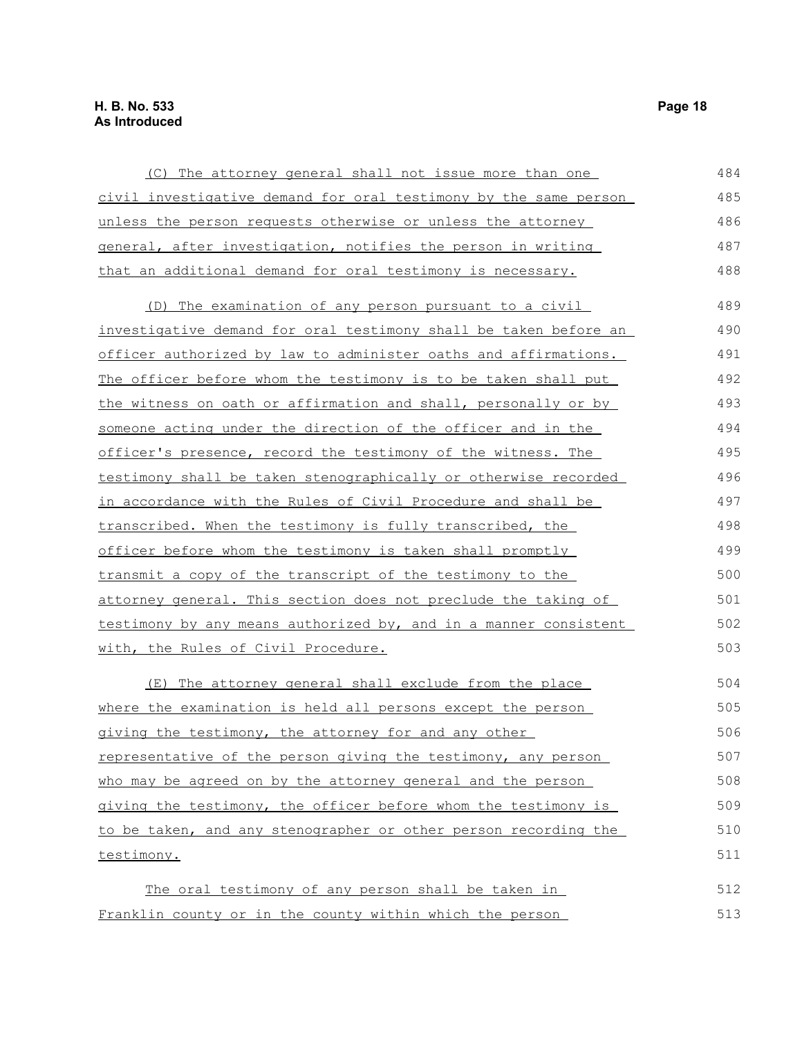(C) The attorney general shall not issue more than one civil investigative demand for oral testimony by the same person unless the person requests otherwise or unless the attorney general, after investigation, notifies the person in writing that an additional demand for oral testimony is necessary.

(D) The examination of any person pursuant to a civil investigative demand for oral testimony shall be taken before an officer authorized by law to administer oaths and affirmations. The officer before whom the testimony is to be taken shall put the witness on oath or affirmation and shall, personally or by someone acting under the direction of the officer and in the officer's presence, record the testimony of the witness. The testimony shall be taken stenographically or otherwise recorded in accordance with the Rules of Civil Procedure and shall be transcribed. When the testimony is fully transcribed, the officer before whom the testimony is taken shall promptly transmit a copy of the transcript of the testimony to the attorney general. This section does not preclude the taking of testimony by any means authorized by, and in a manner consistent with, the Rules of Civil Procedure.

(E) The attorney general shall exclude from the place where the examination is held all persons except the person giving the testimony, the attorney for and any other representative of the person giving the testimony, any person who may be agreed on by the attorney general and the person giving the testimony, the officer before whom the testimony is to be taken, and any stenographer or other person recording the testimony.

The oral testimony of any person shall be taken in Franklin county or in the county within which the person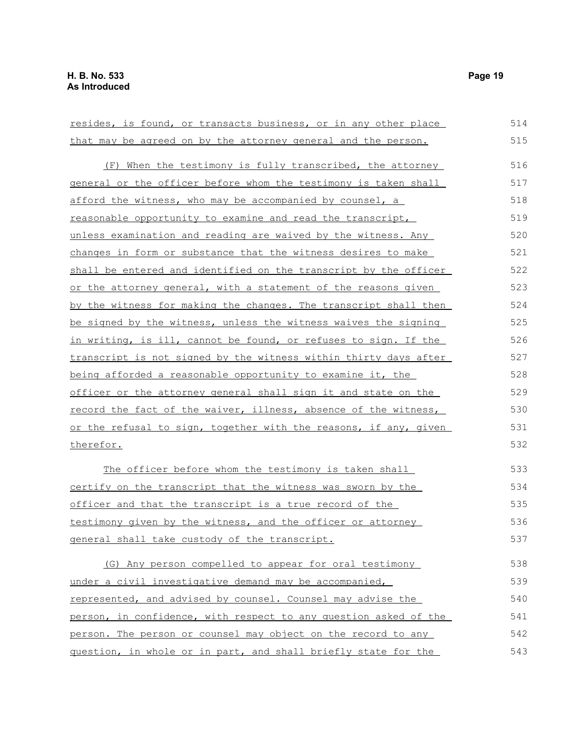resides, is found, or transacts business, or in any other place that may be agreed on by the attorney general and the person.

(F) When the testimony is fully transcribed, the attorney general or the officer before whom the testimony is taken shall afford the witness, who may be accompanied by counsel, a reasonable opportunity to examine and read the transcript, unless examination and reading are waived by the witness. Any changes in form or substance that the witness desires to make shall be entered and identified on the transcript by the officer or the attorney general, with a statement of the reasons given by the witness for making the changes. The transcript shall then be signed by the witness, unless the witness waives the signing in writing, is ill, cannot be found, or refuses to sign. If the transcript is not signed by the witness within thirty days after being afforded a reasonable opportunity to examine it, the officer or the attorney general shall sign it and state on the record the fact of the waiver, illness, absence of the witness, or the refusal to sign, together with the reasons, if any, given therefor.

The officer before whom the testimony is taken shall certify on the transcript that the witness was sworn by the officer and that the transcript is a true record of the testimony given by the witness, and the officer or attorney general shall take custody of the transcript.

(G) Any person compelled to appear for oral testimony under a civil investigative demand may be accompanied, represented, and advised by counsel. Counsel may advise the person, in confidence, with respect to any question asked of the person. The person or counsel may object on the record to any question, in whole or in part, and shall briefly state for the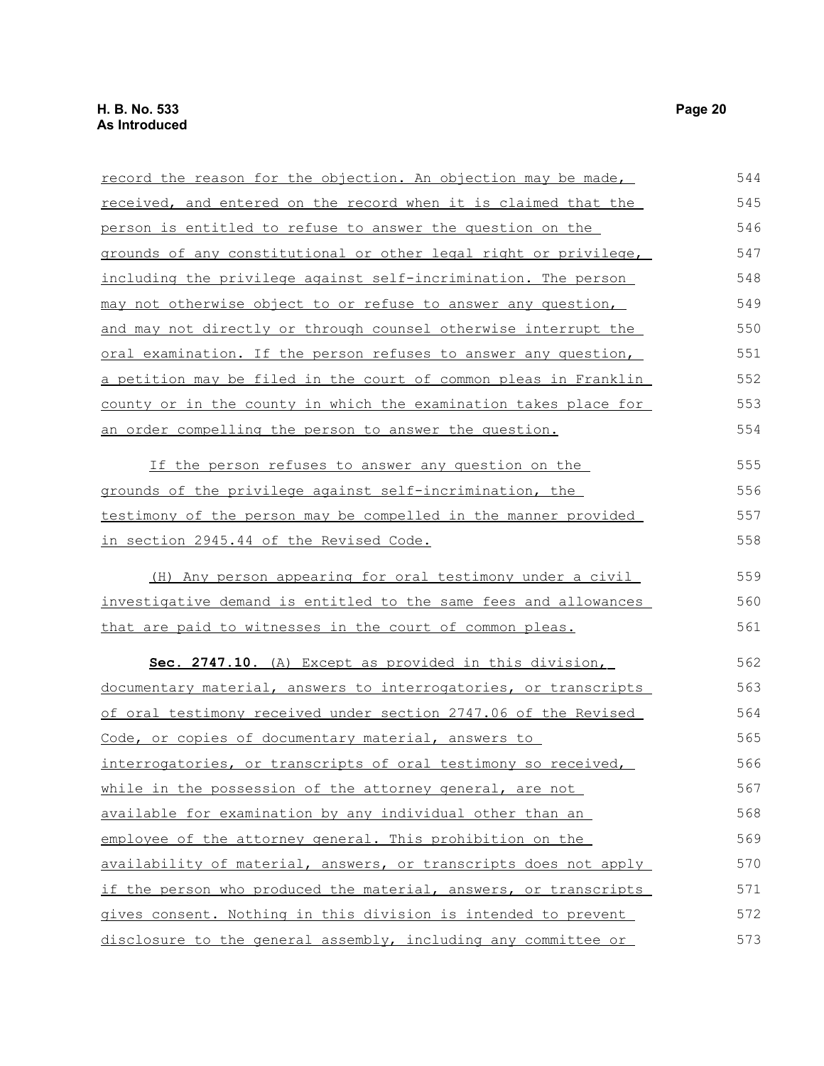record the reason for the objection. An objection may be made, received, and entered on the record when it is claimed that the person is entitled to refuse to answer the question on the grounds of any constitutional or other legal right or privilege, including the privilege against self-incrimination. The person may not otherwise object to or refuse to answer any question, and may not directly or through counsel otherwise interrupt the oral examination. If the person refuses to answer any question, a petition may be filed in the court of common pleas in Franklin county or in the county in which the examination takes place for an order compelling the person to answer the question.

If the person refuses to answer any question on the grounds of the privilege against self-incrimination, the testimony of the person may be compelled in the manner provided in section 2945.44 of the Revised Code.

(H) Any person appearing for oral testimony under a civil investigative demand is entitled to the same fees and allowances that are paid to witnesses in the court of common pleas.

**Sec. 2747.10.** (A) Except as provided in this division, documentary material, answers to interrogatories, or transcripts of oral testimony received under section 2747.06 of the Revised Code, or copies of documentary material, answers to interrogatories, or transcripts of oral testimony so received, while in the possession of the attorney general, are not available for examination by any individual other than an employee of the attorney general. This prohibition on the availability of material, answers, or transcripts does not apply if the person who produced the material, answers, or transcripts gives consent. Nothing in this division is intended to prevent disclosure to the general assembly, including any committee or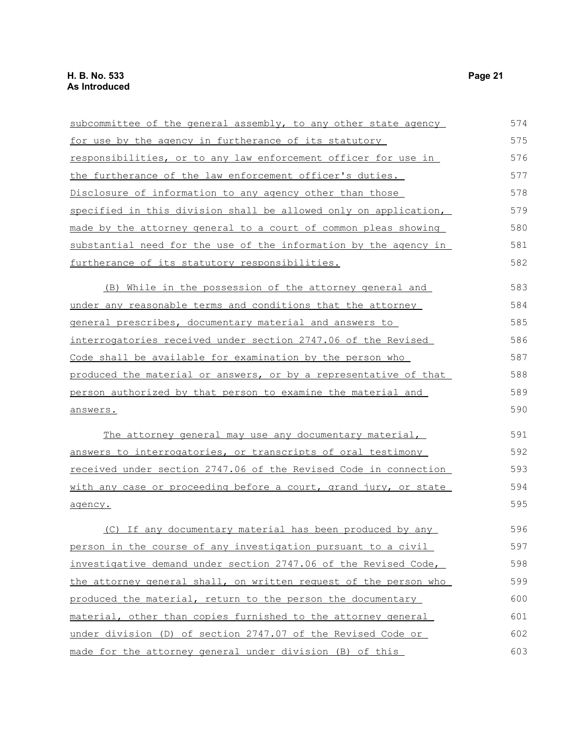subcommittee of the general assembly, to any other state agency for use by the agency in furtherance of its statutory responsibilities, or to any law enforcement officer for use in the furtherance of the law enforcement officer's duties. Disclosure of information to any agency other than those specified in this division shall be allowed only on application, made by the attorney general to a court of common pleas showing substantial need for the use of the information by the agency in furtherance of its statutory responsibilities.

(B) While in the possession of the attorney general and under any reasonable terms and conditions that the attorney general prescribes, documentary material and answers to interrogatories received under section 2747.06 of the Revised Code shall be available for examination by the person who produced the material or answers, or by a representative of that person authorized by that person to examine the material and answers.

The attorney general may use any documentary material, answers to interrogatories, or transcripts of oral testimony received under section 2747.06 of the Revised Code in connection with any case or proceeding before a court, grand jury, or state agency.

(C) If any documentary material has been produced by any person in the course of any investigation pursuant to a civil investigative demand under section 2747.06 of the Revised Code, the attorney general shall, on written request of the person who produced the material, return to the person the documentary material, other than copies furnished to the attorney general under division (D) of section 2747.07 of the Revised Code or made for the attorney general under division (B) of this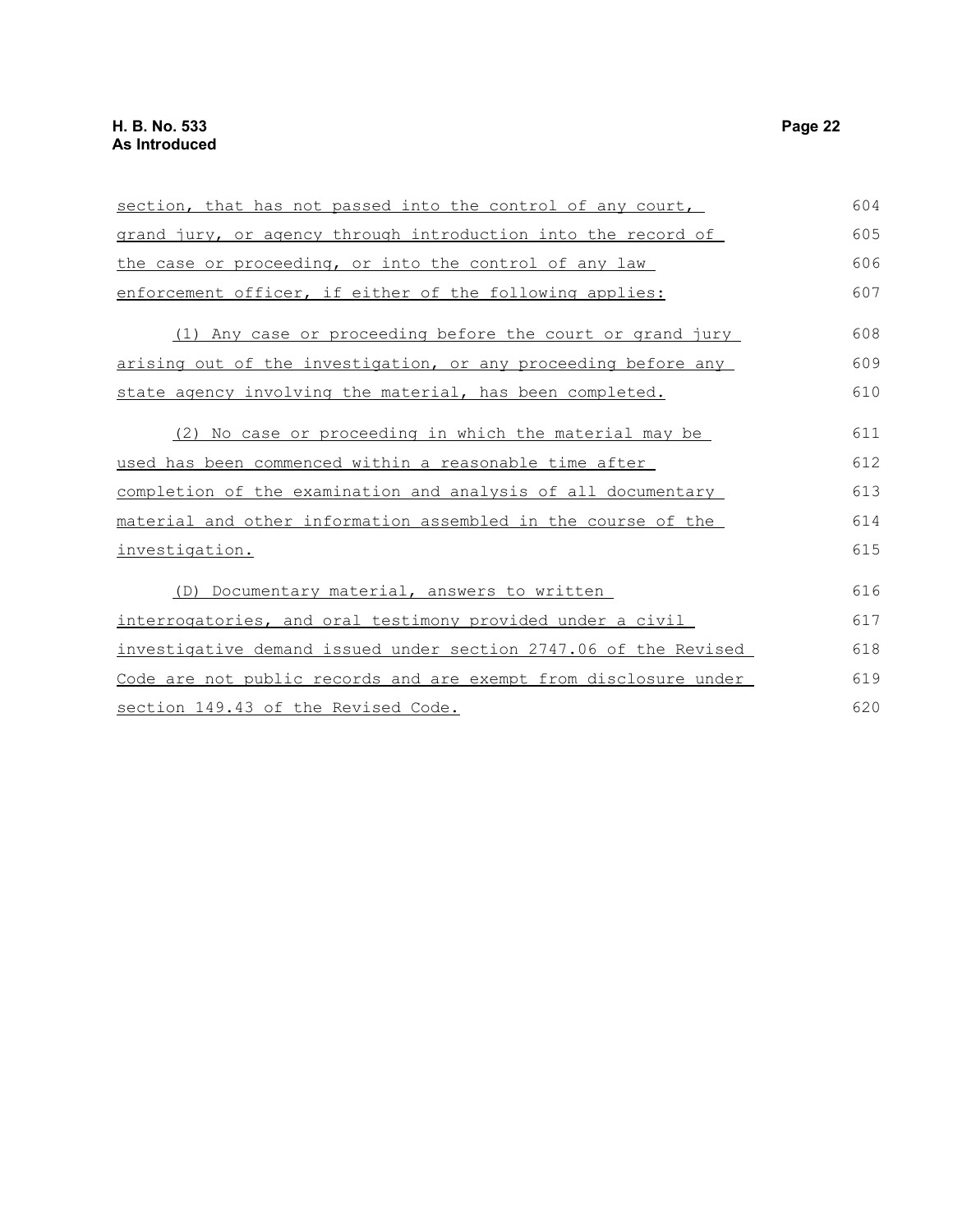section, that has not passed into the control of any court, grand jury, or agency through introduction into the record of the case or proceeding, or into the control of any law enforcement officer, if either of the following applies:

(1) Any case or proceeding before the court or grand jury arising out of the investigation, or any proceeding before any state agency involving the material, has been completed.

(2) No case or proceeding in which the material may be used has been commenced within a reasonable time after completion of the examination and analysis of all documentary material and other information assembled in the course of the investigation.

(D) Documentary material, answers to written interrogatories, and oral testimony provided under a civil investigative demand issued under section 2747.06 of the Revised Code are not public records and are exempt from disclosure under section 149.43 of the Revised Code.